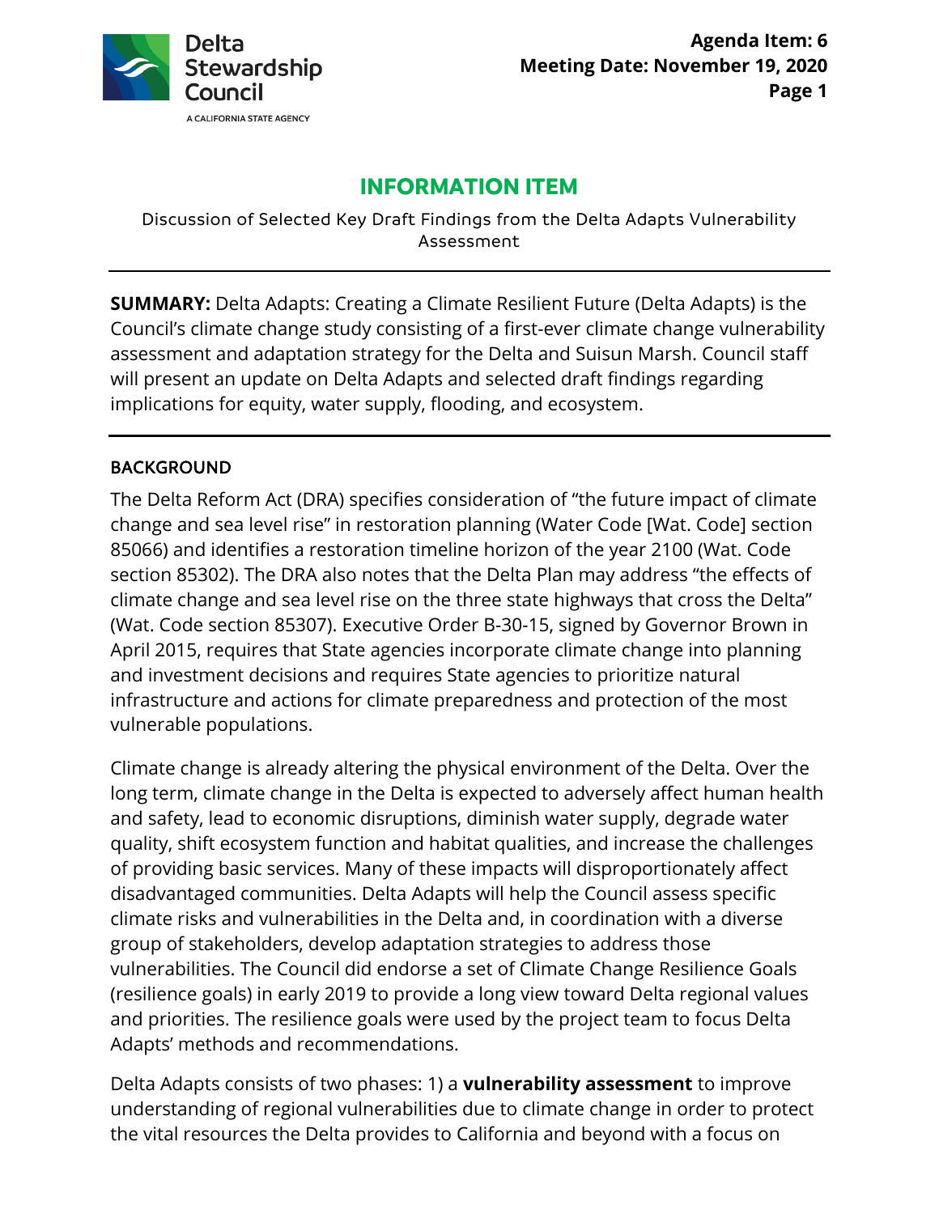Delta Stewardship Council

A CALIFORNIA STATE AGENCY

**Agenda Item: 6**
**Meeting Date: November 19, 2020**

# INFORMATION ITEM

Discussion of Selected Key Draft Findings from the Delta Adapts Vulnerability Assessment

---

**SUMMARY:** Delta Adapts: Creating a Climate Resilient Future (Delta Adapts) is the Council's climate change study consisting of a first-ever climate change vulnerability assessment and adaptation strategy for the Delta and Suisun Marsh. Council staff will present an update on Delta Adapts and selected draft findings regarding implications for equity, water supply, flooding, and ecosystem.

---

## BACKGROUND

The Delta Reform Act (DRA) specifies consideration of "the future impact of climate change and sea level rise" in restoration planning (Water Code [Wat. Code] section 85066) and identifies a restoration timeline horizon of the year 2100 (Wat. Code section 85302). The DRA also notes that the Delta Plan may address "the effects of climate change and sea level rise on the three state highways that cross the Delta" (Wat. Code section 85307). Executive Order B-30-15, signed by Governor Brown in April 2015, requires that State agencies incorporate climate change into planning and investment decisions and requires State agencies to prioritize natural infrastructure and actions for climate preparedness and protection of the most vulnerable populations.

Climate change is already altering the physical environment of the Delta. Over the long term, climate change in the Delta is expected to adversely affect human health and safety, lead to economic disruptions, diminish water supply, degrade water quality, shift ecosystem function and habitat qualities, and increase the challenges of providing basic services. Many of these impacts will disproportionately affect disadvantaged communities. Delta Adapts will help the Council assess specific climate risks and vulnerabilities in the Delta and, in coordination with a diverse group of stakeholders, develop adaptation strategies to address those vulnerabilities. The Council did endorse a set of Climate Change Resilience Goals (resilience goals) in early 2019 to provide a long view toward Delta regional values and priorities. The resilience goals were used by the project team to focus Delta Adapts' methods and recommendations.

Delta Adapts consists of two phases: 1) a **vulnerability assessment** to improve understanding of regional vulnerabilities due to climate change in order to protect the vital resources the Delta provides to California and beyond with a focus on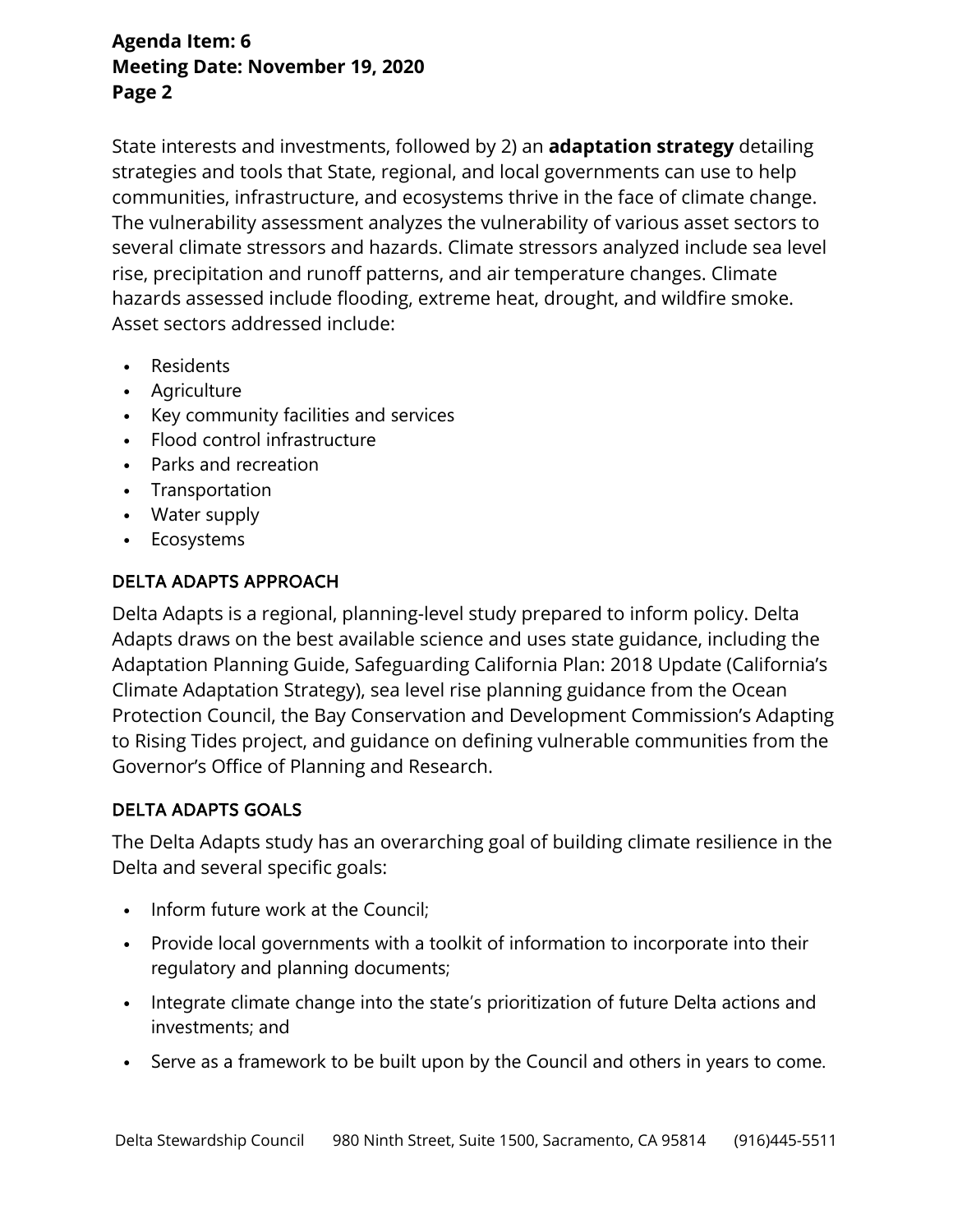State interests and investments, followed by 2) an **adaptation strategy** detailing strategies and tools that State, regional, and local governments can use to help communities, infrastructure, and ecosystems thrive in the face of climate change. The vulnerability assessment analyzes the vulnerability of various asset sectors to several climate stressors and hazards. Climate stressors analyzed include sea level rise, precipitation and runoff patterns, and air temperature changes. Climate hazards assessed include flooding, extreme heat, drought, and wildfire smoke. Asset sectors addressed include:

- Residents
- Agriculture
- Key community facilities and services
- Flood control infrastructure
- Parks and recreation
- Transportation
- Water supply
- Ecosystems

## DELTA ADAPTS APPROACH

Delta Adapts is a regional, planning-level study prepared to inform policy. Delta Adapts draws on the best available science and uses state guidance, including the Adaptation Planning Guide, Safeguarding California Plan: 2018 Update (California's Climate Adaptation Strategy), sea level rise planning guidance from the Ocean Protection Council, the Bay Conservation and Development Commission's Adapting to Rising Tides project, and guidance on defining vulnerable communities from the Governor's Office of Planning and Research.

## DELTA ADAPTS GOALS

The Delta Adapts study has an overarching goal of building climate resilience in the Delta and several specific goals:

- Inform future work at the Council;
- Provide local governments with a toolkit of information to incorporate into their regulatory and planning documents;
- Integrate climate change into the state's prioritization of future Delta actions and investments; and
- Serve as a framework to be built upon by the Council and others in years to come.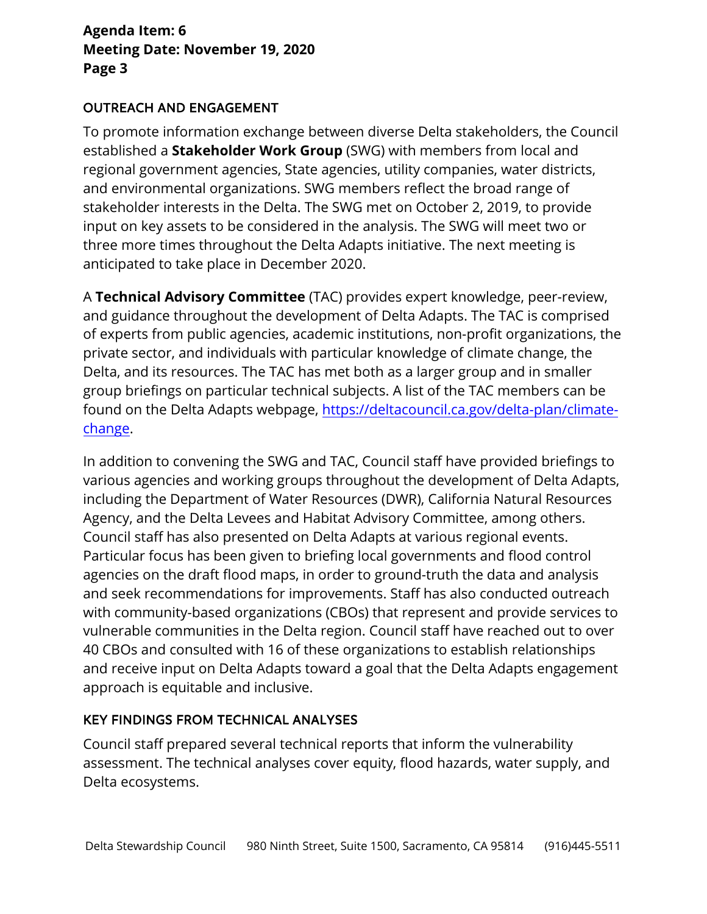## OUTREACH AND ENGAGEMENT

To promote information exchange between diverse Delta stakeholders, the Council established a **Stakeholder Work Group** (SWG) with members from local and regional government agencies, State agencies, utility companies, water districts, and environmental organizations. SWG members reflect the broad range of stakeholder interests in the Delta. The SWG met on October 2, 2019, to provide input on key assets to be considered in the analysis. The SWG will meet two or three more times throughout the Delta Adapts initiative. The next meeting is anticipated to take place in December 2020.

A **Technical Advisory Committee** (TAC) provides expert knowledge, peer-review, and guidance throughout the development of Delta Adapts. The TAC is comprised of experts from public agencies, academic institutions, non-profit organizations, the private sector, and individuals with particular knowledge of climate change, the Delta, and its resources. The TAC has met both as a larger group and in smaller group briefings on particular technical subjects. A list of the TAC members can be found on the Delta Adapts webpage, [https://deltacouncil.ca.gov/delta-plan/climate-change](https://deltacouncil.ca.gov/delta-plan/climate-change).

In addition to convening the SWG and TAC, Council staff have provided briefings to various agencies and working groups throughout the development of Delta Adapts, including the Department of Water Resources (DWR), California Natural Resources Agency, and the Delta Levees and Habitat Advisory Committee, among others. Council staff has also presented on Delta Adapts at various regional events. Particular focus has been given to briefing local governments and flood control agencies on the draft flood maps, in order to ground-truth the data and analysis and seek recommendations for improvements. Staff has also conducted outreach with community-based organizations (CBOs) that represent and provide services to vulnerable communities in the Delta region. Council staff have reached out to over 40 CBOs and consulted with 16 of these organizations to establish relationships and receive input on Delta Adapts toward a goal that the Delta Adapts engagement approach is equitable and inclusive.

## KEY FINDINGS FROM TECHNICAL ANALYSES

Council staff prepared several technical reports that inform the vulnerability assessment. The technical analyses cover equity, flood hazards, water supply, and Delta ecosystems.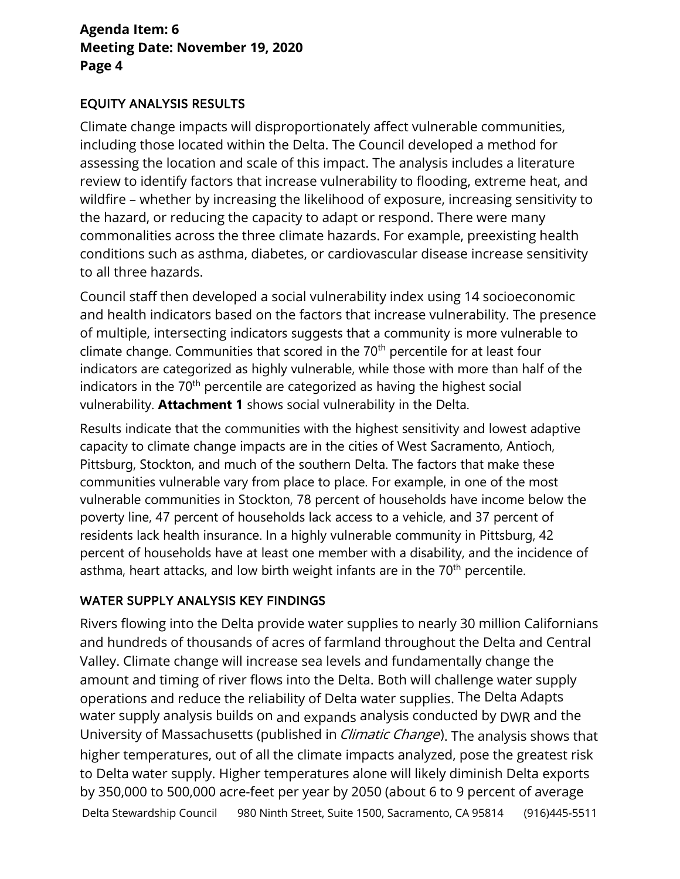## EQUITY ANALYSIS RESULTS

Climate change impacts will disproportionately affect vulnerable communities, including those located within the Delta. The Council developed a method for assessing the location and scale of this impact. The analysis includes a literature review to identify factors that increase vulnerability to flooding, extreme heat, and wildfire – whether by increasing the likelihood of exposure, increasing sensitivity to the hazard, or reducing the capacity to adapt or respond. There were many commonalities across the three climate hazards. For example, preexisting health conditions such as asthma, diabetes, or cardiovascular disease increase sensitivity to all three hazards.

Council staff then developed a social vulnerability index using 14 socioeconomic and health indicators based on the factors that increase vulnerability. The presence of multiple, intersecting indicators suggests that a community is more vulnerable to climate change. Communities that scored in the 70th percentile for at least four indicators are categorized as highly vulnerable, while those with more than half of the indicators in the 70th percentile are categorized as having the highest social vulnerability. **Attachment 1** shows social vulnerability in the Delta.

Results indicate that the communities with the highest sensitivity and lowest adaptive capacity to climate change impacts are in the cities of West Sacramento, Antioch, Pittsburg, Stockton, and much of the southern Delta. The factors that make these communities vulnerable vary from place to place. For example, in one of the most vulnerable communities in Stockton, 78 percent of households have income below the poverty line, 47 percent of households lack access to a vehicle, and 37 percent of residents lack health insurance. In a highly vulnerable community in Pittsburg, 42 percent of households have at least one member with a disability, and the incidence of asthma, heart attacks, and low birth weight infants are in the 70th percentile.

## WATER SUPPLY ANALYSIS KEY FINDINGS

Rivers flowing into the Delta provide water supplies to nearly 30 million Californians and hundreds of thousands of acres of farmland throughout the Delta and Central Valley. Climate change will increase sea levels and fundamentally change the amount and timing of river flows into the Delta. Both will challenge water supply operations and reduce the reliability of Delta water supplies. The Delta Adapts water supply analysis builds on and expands analysis conducted by DWR and the University of Massachusetts (published in *Climatic Change*). The analysis shows that higher temperatures, out of all the climate impacts analyzed, pose the greatest risk to Delta water supply. Higher temperatures alone will likely diminish Delta exports by 350,000 to 500,000 acre-feet per year by 2050 (about 6 to 9 percent of average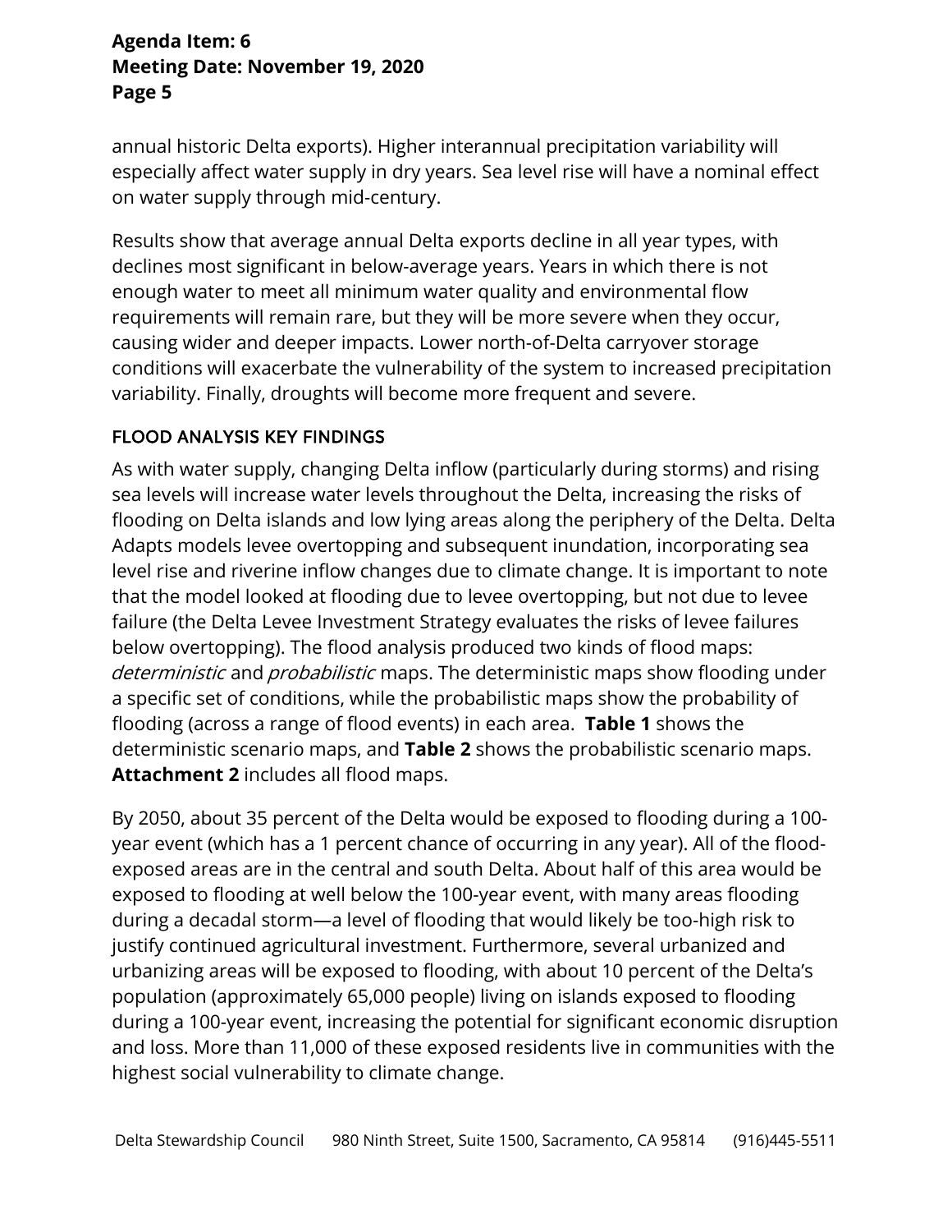annual historic Delta exports). Higher interannual precipitation variability will especially affect water supply in dry years. Sea level rise will have a nominal effect on water supply through mid-century.

Results show that average annual Delta exports decline in all year types, with declines most significant in below-average years. Years in which there is not enough water to meet all minimum water quality and environmental flow requirements will remain rare, but they will be more severe when they occur, causing wider and deeper impacts. Lower north-of-Delta carryover storage conditions will exacerbate the vulnerability of the system to increased precipitation variability. Finally, droughts will become more frequent and severe.

### FLOOD ANALYSIS KEY FINDINGS

As with water supply, changing Delta inflow (particularly during storms) and rising sea levels will increase water levels throughout the Delta, increasing the risks of flooding on Delta islands and low lying areas along the periphery of the Delta. Delta Adapts models levee overtopping and subsequent inundation, incorporating sea level rise and riverine inflow changes due to climate change. It is important to note that the model looked at flooding due to levee overtopping, but not due to levee failure (the Delta Levee Investment Strategy evaluates the risks of levee failures below overtopping). The flood analysis produced two kinds of flood maps: *deterministic* and *probabilistic* maps. The deterministic maps show flooding under a specific set of conditions, while the probabilistic maps show the probability of flooding (across a range of flood events) in each area. **Table 1** shows the deterministic scenario maps, and **Table 2** shows the probabilistic scenario maps. **Attachment 2** includes all flood maps.

By 2050, about 35 percent of the Delta would be exposed to flooding during a 100-year event (which has a 1 percent chance of occurring in any year). All of the flood-exposed areas are in the central and south Delta. About half of this area would be exposed to flooding at well below the 100-year event, with many areas flooding during a decadal storm—a level of flooding that would likely be too-high risk to justify continued agricultural investment. Furthermore, several urbanized and urbanizing areas will be exposed to flooding, with about 10 percent of the Delta's population (approximately 65,000 people) living on islands exposed to flooding during a 100-year event, increasing the potential for significant economic disruption and loss. More than 11,000 of these exposed residents live in communities with the highest social vulnerability to climate change.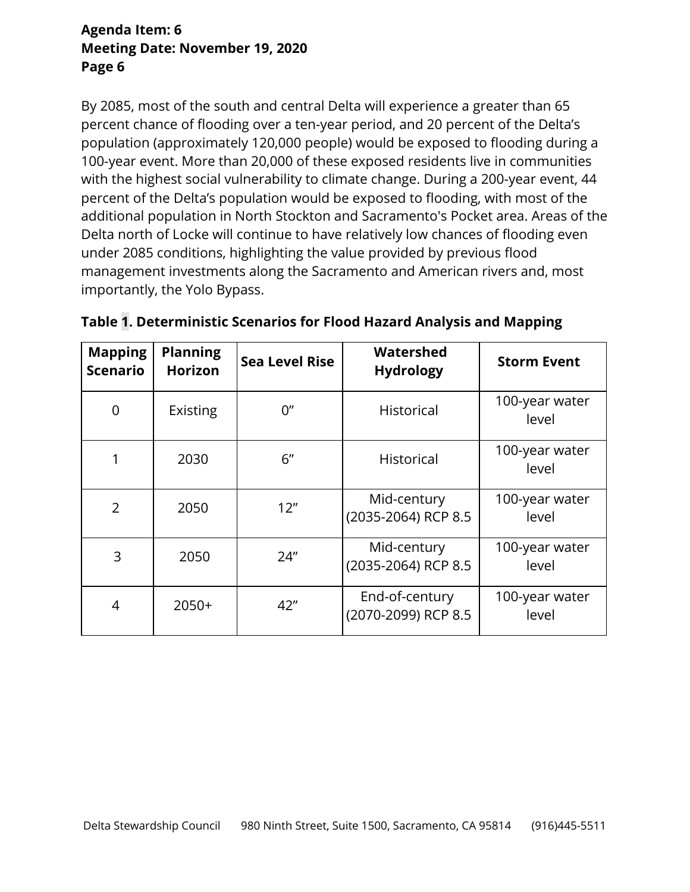By 2085, most of the south and central Delta will experience a greater than 65 percent chance of flooding over a ten-year period, and 20 percent of the Delta's population (approximately 120,000 people) would be exposed to flooding during a 100-year event. More than 20,000 of these exposed residents live in communities with the highest social vulnerability to climate change. During a 200-year event, 44 percent of the Delta's population would be exposed to flooding, with most of the additional population in North Stockton and Sacramento's Pocket area. Areas of the Delta north of Locke will continue to have relatively low chances of flooding even under 2085 conditions, highlighting the value provided by previous flood management investments along the Sacramento and American rivers and, most importantly, the Yolo Bypass.

**Table 1. Deterministic Scenarios for Flood Hazard Analysis and Mapping**

| Mapping Scenario | Planning Horizon | Sea Level Rise | Watershed Hydrology | Storm Event |
|---|---|---|---|---|
| 0 | Existing | 0" | Historical | 100-year water level |
| 1 | 2030 | 6" | Historical | 100-year water level |
| 2 | 2050 | 12" | Mid-century (2035-2064) RCP 8.5 | 100-year water level |
| 3 | 2050 | 24" | Mid-century (2035-2064) RCP 8.5 | 100-year water level |
| 4 | 2050+ | 42" | End-of-century (2070-2099) RCP 8.5 | 100-year water level |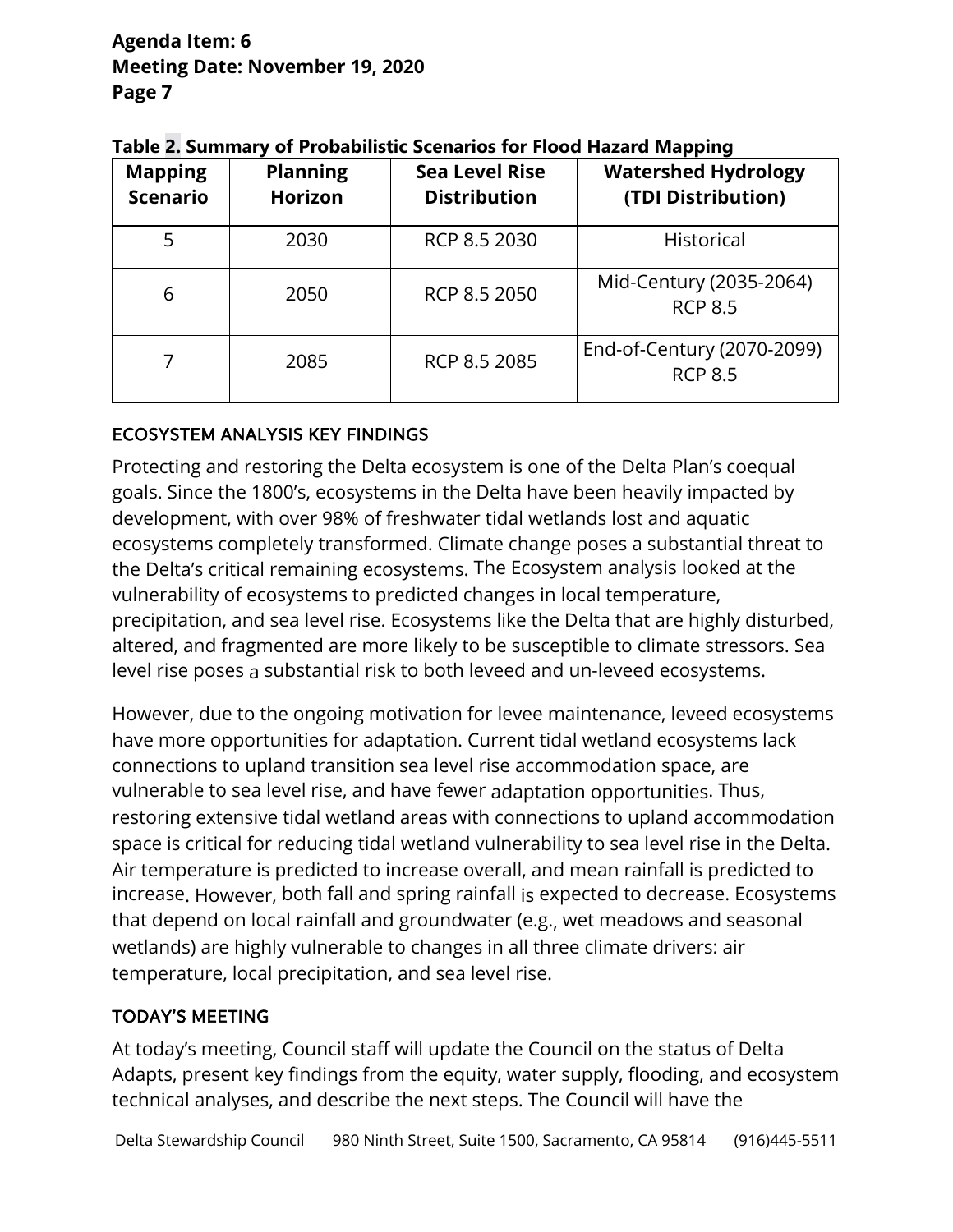**Table 2. Summary of Probabilistic Scenarios for Flood Hazard Mapping**

| Mapping Scenario | Planning Horizon | Sea Level Rise Distribution | Watershed Hydrology (TDI Distribution) |
|---|---|---|---|
| 5 | 2030 | RCP 8.5 2030 | Historical |
| 6 | 2050 | RCP 8.5 2050 | Mid-Century (2035-2064) RCP 8.5 |
| 7 | 2085 | RCP 8.5 2085 | End-of-Century (2070-2099) RCP 8.5 |

### ECOSYSTEM ANALYSIS KEY FINDINGS

Protecting and restoring the Delta ecosystem is one of the Delta Plan's coequal goals. Since the 1800's, ecosystems in the Delta have been heavily impacted by development, with over 98% of freshwater tidal wetlands lost and aquatic ecosystems completely transformed. Climate change poses a substantial threat to the Delta's critical remaining ecosystems. The Ecosystem analysis looked at the vulnerability of ecosystems to predicted changes in local temperature, precipitation, and sea level rise. Ecosystems like the Delta that are highly disturbed, altered, and fragmented are more likely to be susceptible to climate stressors. Sea level rise poses a substantial risk to both leveed and un-leveed ecosystems.

However, due to the ongoing motivation for levee maintenance, leveed ecosystems have more opportunities for adaptation. Current tidal wetland ecosystems lack connections to upland transition sea level rise accommodation space, are vulnerable to sea level rise, and have fewer adaptation opportunities. Thus, restoring extensive tidal wetland areas with connections to upland accommodation space is critical for reducing tidal wetland vulnerability to sea level rise in the Delta. Air temperature is predicted to increase overall, and mean rainfall is predicted to increase. However, both fall and spring rainfall is expected to decrease. Ecosystems that depend on local rainfall and groundwater (e.g., wet meadows and seasonal wetlands) are highly vulnerable to changes in all three climate drivers: air temperature, local precipitation, and sea level rise.

### TODAY'S MEETING

At today's meeting, Council staff will update the Council on the status of Delta Adapts, present key findings from the equity, water supply, flooding, and ecosystem technical analyses, and describe the next steps. The Council will have the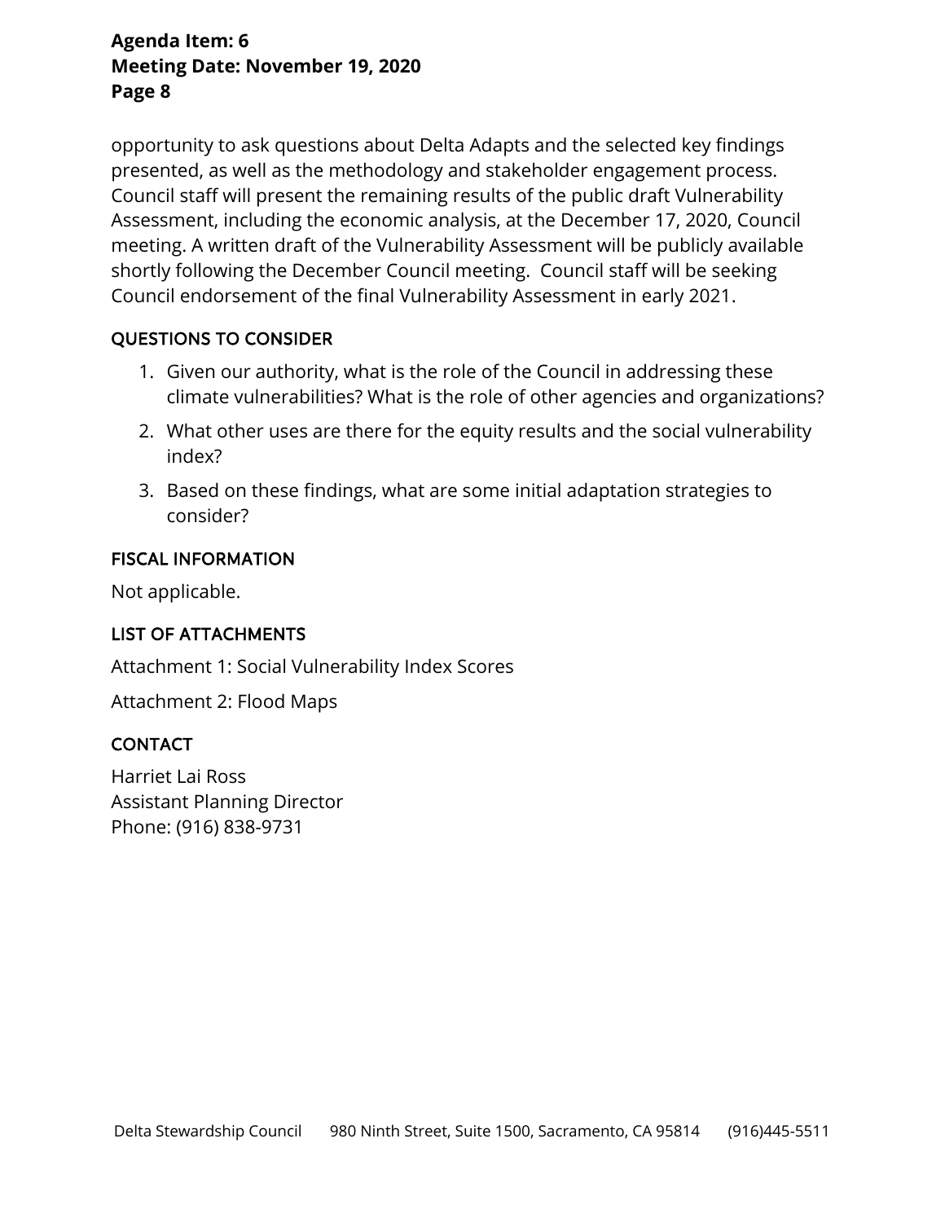opportunity to ask questions about Delta Adapts and the selected key findings presented, as well as the methodology and stakeholder engagement process. Council staff will present the remaining results of the public draft Vulnerability Assessment, including the economic analysis, at the December 17, 2020, Council meeting. A written draft of the Vulnerability Assessment will be publicly available shortly following the December Council meeting. Council staff will be seeking Council endorsement of the final Vulnerability Assessment in early 2021.

## QUESTIONS TO CONSIDER

1. Given our authority, what is the role of the Council in addressing these climate vulnerabilities? What is the role of other agencies and organizations?
2. What other uses are there for the equity results and the social vulnerability index?
3. Based on these findings, what are some initial adaptation strategies to consider?

## FISCAL INFORMATION

Not applicable.

## LIST OF ATTACHMENTS

Attachment 1: Social Vulnerability Index Scores

Attachment 2: Flood Maps

## CONTACT

Harriet Lai Ross
Assistant Planning Director
Phone: (916) 838-9731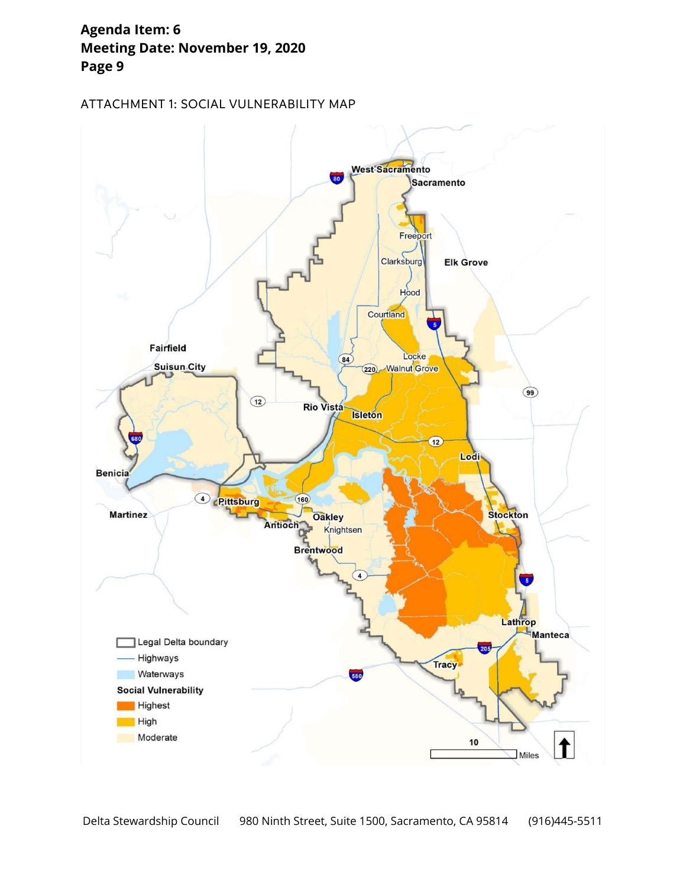Agenda Item: 6
Meeting Date: November 19, 2020

ATTACHMENT 1: SOCIAL VULNERABILITY MAP

West Sacramento
Sacramento
Freeport
Clarksburg
Elk Grove
Hood
Courtland
Locke
Walnut Grove
Fairfield
Suisun City
Rio Vista
Isleton
Lodi
Benicia
Pittsburg
Martinez
Antioch
Oakley
Knightsen
Stockton
Brentwood
Lathrop
Manteca
Tracy

80
5
84
220
99
12
680
4
160
205
580

Legal Delta boundary
Highways
Waterways
Social Vulnerability
Highest
High
Moderate

10
Miles